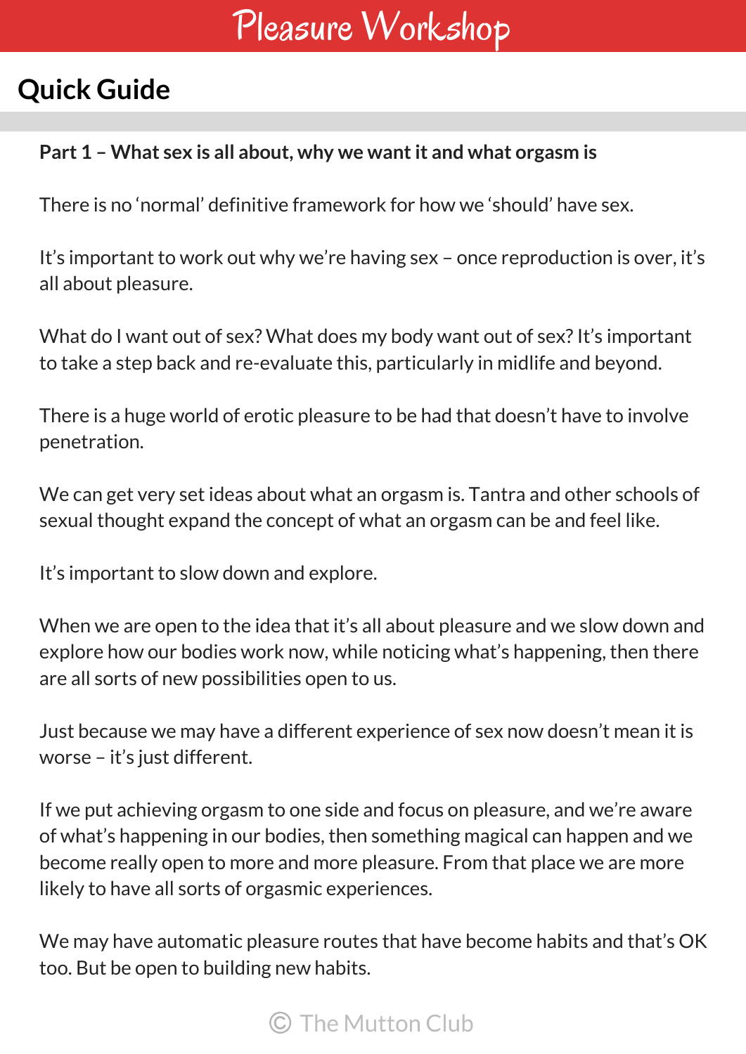# Pleasure Workshop

## Quick Guide

**Part 1 – What sex is all about, why we want it and what orgasm is**

There is no 'normal' definitive framework for how we 'should' have sex.

It's important to work out why we're having sex – once reproduction is over, it's all about pleasure.

What do I want out of sex? What does my body want out of sex? It's important to take a step back and re-evaluate this, particularly in midlife and beyond.

There is a huge world of erotic pleasure to be had that doesn't have to involve penetration.

We can get very set ideas about what an orgasm is. Tantra and other schools of sexual thought expand the concept of what an orgasm can be and feel like.

It's important to slow down and explore.

When we are open to the idea that it's all about pleasure and we slow down and explore how our bodies work now, while noticing what's happening, then there are all sorts of new possibilities open to us.

Just because we may have a different experience of sex now doesn't mean it is worse – it's just different.

If we put achieving orgasm to one side and focus on pleasure, and we're aware of what's happening in our bodies, then something magical can happen and we become really open to more and more pleasure. From that place we are more likely to have all sorts of orgasmic experiences.

We may have automatic pleasure routes that have become habits and that's OK too. But be open to building new habits.

© The Mutton Club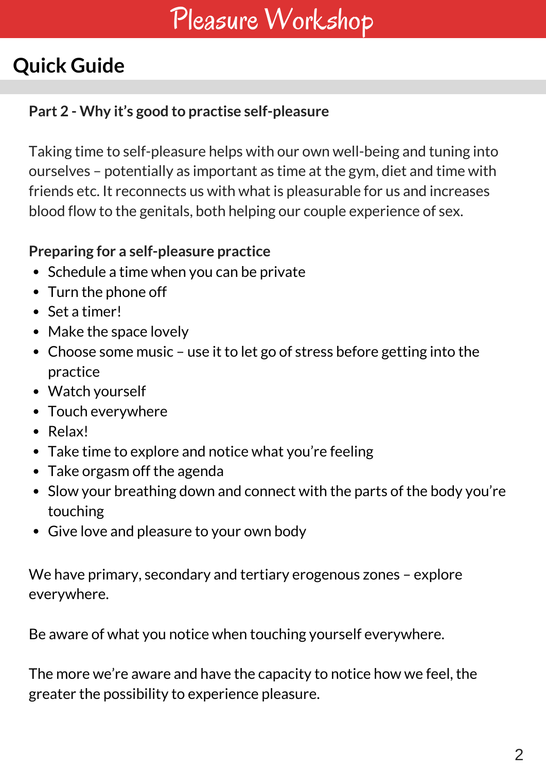# Pleasure Workshop

## Quick Guide

**Part 2 - Why it's good to practise self-pleasure**

Taking time to self-pleasure helps with our own well-being and tuning into ourselves – potentially as important as time at the gym, diet and time with friends etc. It reconnects us with what is pleasurable for us and increases blood flow to the genitals, both helping our couple experience of sex.

**Preparing for a self-pleasure practice**

- Schedule a time when you can be private
- Turn the phone off
- Set a timer!
- Make the space lovely
- Choose some music – use it to let go of stress before getting into the practice
- Watch yourself
- Touch everywhere
- Relax!
- Take time to explore and notice what you're feeling
- Take orgasm off the agenda
- Slow your breathing down and connect with the parts of the body you're touching
- Give love and pleasure to your own body

We have primary, secondary and tertiary erogenous zones – explore everywhere.

Be aware of what you notice when touching yourself everywhere.

The more we're aware and have the capacity to notice how we feel, the greater the possibility to experience pleasure.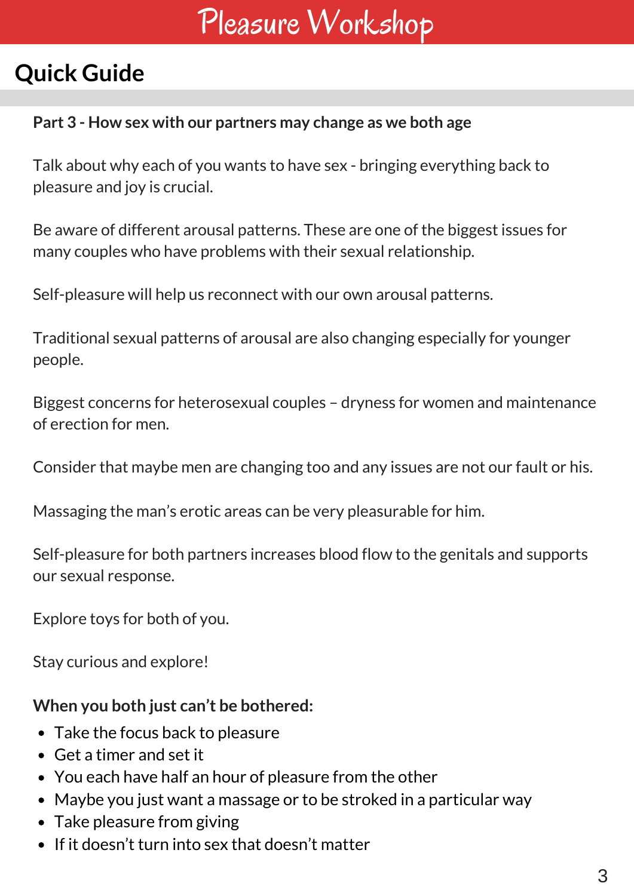# Pleasure Workshop

## Quick Guide

**Part 3 - How sex with our partners may change as we both age**

Talk about why each of you wants to have sex - bringing everything back to pleasure and joy is crucial.

Be aware of different arousal patterns. These are one of the biggest issues for many couples who have problems with their sexual relationship.

Self-pleasure will help us reconnect with our own arousal patterns.

Traditional sexual patterns of arousal are also changing especially for younger people.

Biggest concerns for heterosexual couples – dryness for women and maintenance of erection for men.

Consider that maybe men are changing too and any issues are not our fault or his.

Massaging the man's erotic areas can be very pleasurable for him.

Self-pleasure for both partners increases blood flow to the genitals and supports our sexual response.

Explore toys for both of you.

Stay curious and explore!

**When you both just can't be bothered:**

- Take the focus back to pleasure
- Get a timer and set it
- You each have half an hour of pleasure from the other
- Maybe you just want a massage or to be stroked in a particular way
- Take pleasure from giving
- If it doesn't turn into sex that doesn't matter